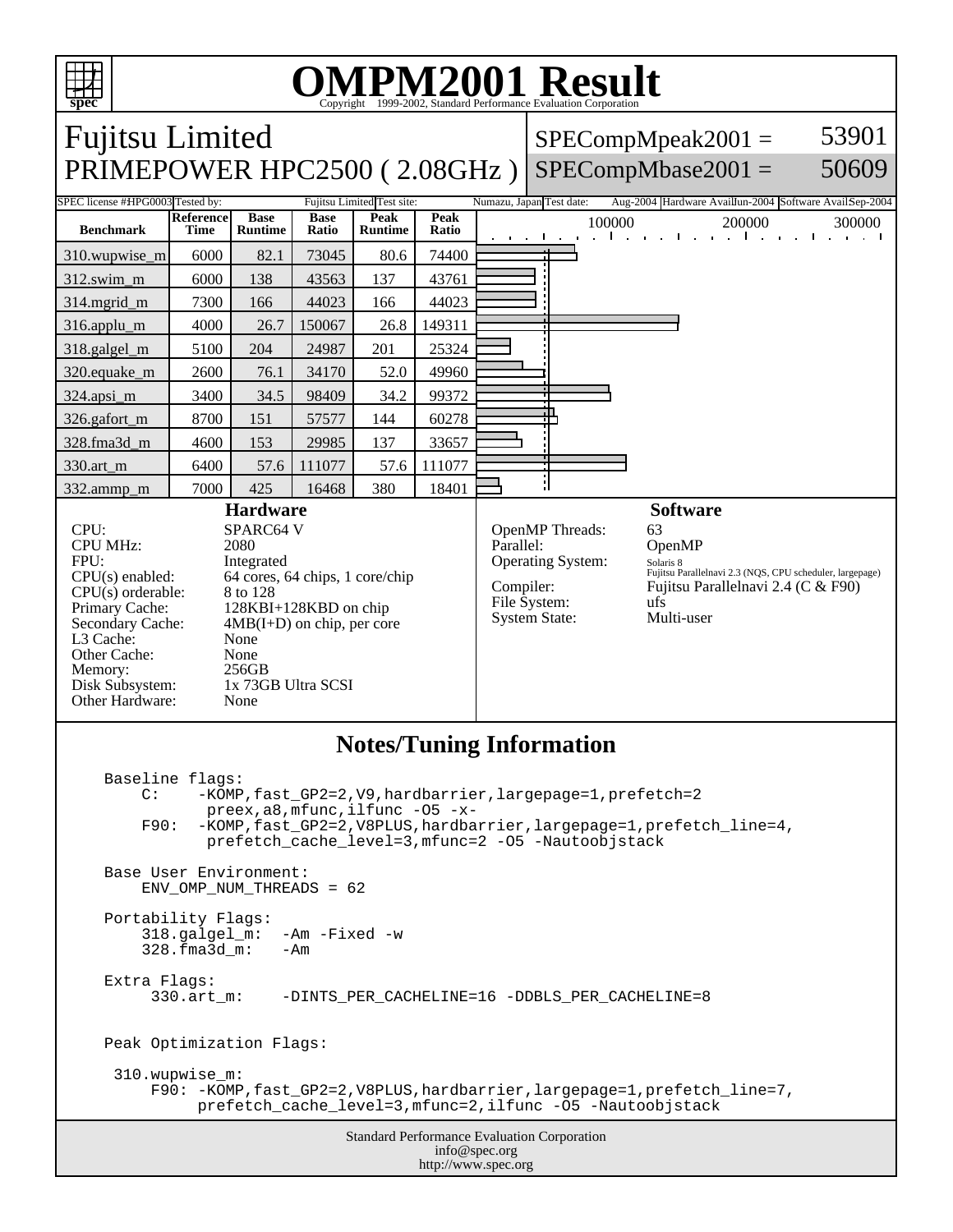# OMPM2001 Result

Copyright 1999-2002, Standard Performance Evaluation Corporation

## Fujitsu Limited
## PRIMEPOWER HPC2500 ( 2.08GHz )

SPECompMpeak2001 = 53901

SPECompMbase2001 = 50609

SPEC license #HPG0003 | Tested by: Fujitsu Limited | Test site: Numazu, Japan | Test date: Aug-2004 | Hardware Avail: Jun-2004 | Software Avail: Sep-2004

| Benchmark | Reference Time | Base Runtime | Base Ratio | Peak Runtime | Peak Ratio |
|---|---|---|---|---|---|
| 310.wupwise_m | 6000 | 82.1 | 73045 | 80.6 | 74400 |
| 312.swim_m | 6000 | 138 | 43563 | 137 | 43761 |
| 314.mgrid_m | 7300 | 166 | 44023 | 166 | 44023 |
| 316.applu_m | 4000 | 26.7 | 150067 | 26.8 | 149311 |
| 318.galgel_m | 5100 | 204 | 24987 | 201 | 25324 |
| 320.equake_m | 2600 | 76.1 | 34170 | 52.0 | 49960 |
| 324.apsi_m | 3400 | 34.5 | 98409 | 34.2 | 99372 |
| 326.gafort_m | 8700 | 151 | 57577 | 144 | 60278 |
| 328.fma3d_m | 4600 | 153 | 29985 | 137 | 33657 |
| 330.art_m | 6400 | 57.6 | 111077 | 57.6 | 111077 |
| 332.ammp_m | 7000 | 425 | 16468 | 380 | 18401 |

### Hardware

| | |
|---|---|
| CPU: | SPARC64 V |
| CPU MHz: | 2080 |
| FPU: | Integrated |
| CPU(s) enabled: | 64 cores, 64 chips, 1 core/chip |
| CPU(s) orderable: | 8 to 128 |
| Primary Cache: | 128KBI+128KBD on chip |
| Secondary Cache: | 4MB(I+D) on chip, per core |
| L3 Cache: | None |
| Other Cache: | None |
| Memory: | 256GB |
| Disk Subsystem: | 1x 73GB Ultra SCSI |
| Other Hardware: | None |

### Software

| | |
|---|---|
| OpenMP Threads: | 63 |
| Parallel: | OpenMP |
| Operating System: | Solaris 8 Fujitsu Parallelnavi 2.3 (NQS, CPU scheduler, largepage) |
| Compiler: | Fujitsu Parallelnavi 2.4 (C & F90) |
| File System: | ufs |
| System State: | Multi-user |

### Notes/Tuning Information

```
Baseline flags:
    C:    -KOMP,fast_GP2=2,V9,hardbarrier,largepage=1,prefetch=2
           preex,a8,mfunc,ilfunc -O5 -x-
    F90:  -KOMP,fast_GP2=2,V8PLUS,hardbarrier,largepage=1,prefetch_line=4,
           prefetch_cache_level=3,mfunc=2 -O5 -Nautoobjstack

Base User Environment:
    ENV_OMP_NUM_THREADS = 62

Portability Flags:
    318.galgel_m:  -Am -Fixed -w
    328.fma3d_m:   -Am

Extra Flags:
     330.art_m:    -DINTS_PER_CACHELINE=16 -DDBLS_PER_CACHELINE=8


Peak Optimization Flags:

 310.wupwise_m:
     F90: -KOMP,fast_GP2=2,V8PLUS,hardbarrier,largepage=1,prefetch_line=7,
          prefetch_cache_level=3,mfunc=2,ilfunc -O5 -Nautoobjstack
```

Standard Performance Evaluation Corporation
info@spec.org
http://www.spec.org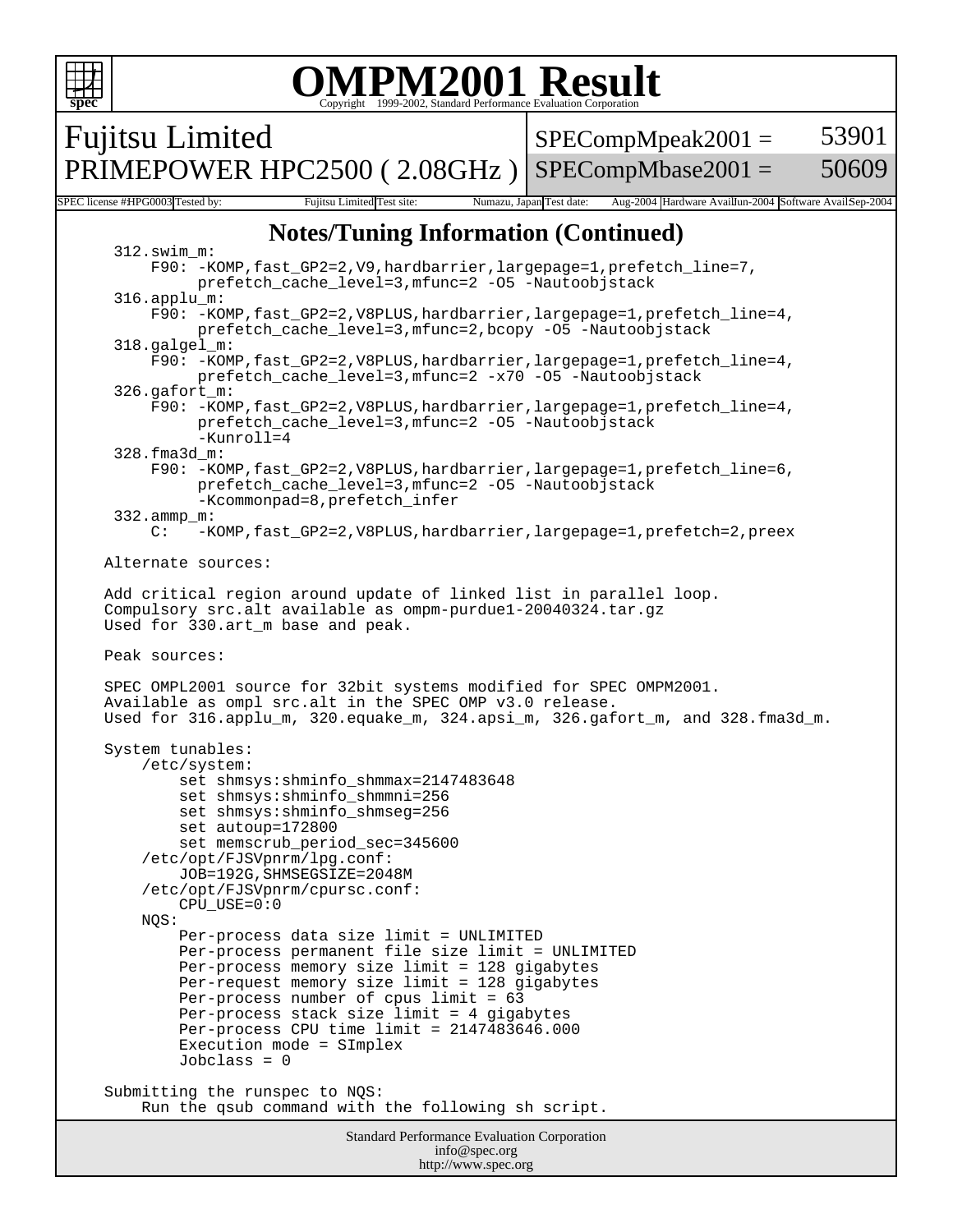# OMPM2001 Result

Copyright 1999-2002, Standard Performance Evaluation Corporation

| Fujitsu Limited<br>PRIMEPOWER HPC2500 ( 2.08GHz ) | SPECompMpeak2001 = 53901<br>SPECompMbase2001 = 50609 |
|---|---|

| SPEC license #:HPG0003 | Tested by: Fujitsu Limited | Test site: Numazu, Japan | Test date: Aug-2004 | Hardware Avail: Jun-2004 | Software Avail: Sep-2004 |
|---|---|---|---|---|---|

## Notes/Tuning Information (Continued)

```
  312.swim_m:
      F90: -KOMP,fast_GP2=2,V9,hardbarrier,largepage=1,prefetch_line=7,
           prefetch_cache_level=3,mfunc=2 -O5 -Nautoobjstack
  316.applu_m:
      F90: -KOMP,fast_GP2=2,V8PLUS,hardbarrier,largepage=1,prefetch_line=4,
           prefetch_cache_level=3,mfunc=2,bcopy -O5 -Nautoobjstack
  318.galgel_m:
      F90: -KOMP,fast_GP2=2,V8PLUS,hardbarrier,largepage=1,prefetch_line=4,
           prefetch_cache_level=3,mfunc=2 -x70 -O5 -Nautoobjstack
  326.gafort_m:
      F90: -KOMP,fast_GP2=2,V8PLUS,hardbarrier,largepage=1,prefetch_line=4,
           prefetch_cache_level=3,mfunc=2 -O5 -Nautoobjstack
           -Kunroll=4
  328.fma3d_m:
      F90: -KOMP,fast_GP2=2,V8PLUS,hardbarrier,largepage=1,prefetch_line=6,
           prefetch_cache_level=3,mfunc=2 -O5 -Nautoobjstack
           -Kcommonpad=8,prefetch_infer
  332.ammp_m:
      C:   -KOMP,fast_GP2=2,V8PLUS,hardbarrier,largepage=1,prefetch=2,preex

Alternate sources:

Add critical region around update of linked list in parallel loop.
Compulsory src.alt available as ompm-purdue1-20040324.tar.gz
Used for 330.art_m base and peak.

Peak sources:

SPEC OMPL2001 source for 32bit systems modified for SPEC OMPM2001.
Available as ompl src.alt in the SPEC OMP v3.0 release.
Used for 316.applu_m, 320.equake_m, 324.apsi_m, 326.gafort_m, and 328.fma3d_m.

System tunables:
    /etc/system:
        set shmsys:shminfo_shmmax=2147483648
        set shmsys:shminfo_shmmni=256
        set shmsys:shminfo_shmseg=256
        set autoup=172800
        set memscrub_period_sec=345600
    /etc/opt/FJSVpnrm/lpg.conf:
        JOB=192G,SHMSEGSIZE=2048M
    /etc/opt/FJSVpnrm/cpursc.conf:
        CPU_USE=0:0
    NQS:
        Per-process data size limit = UNLIMITED
        Per-process permanent file size limit = UNLIMITED
        Per-process memory size limit = 128 gigabytes
        Per-request memory size limit = 128 gigabytes
        Per-process number of cpus limit = 63
        Per-process stack size limit = 4 gigabytes
        Per-process CPU time limit = 2147483646.000
        Execution mode = SImplex
        Jobclass = 0

Submitting the runspec to NQS:
    Run the qsub command with the following sh script.
```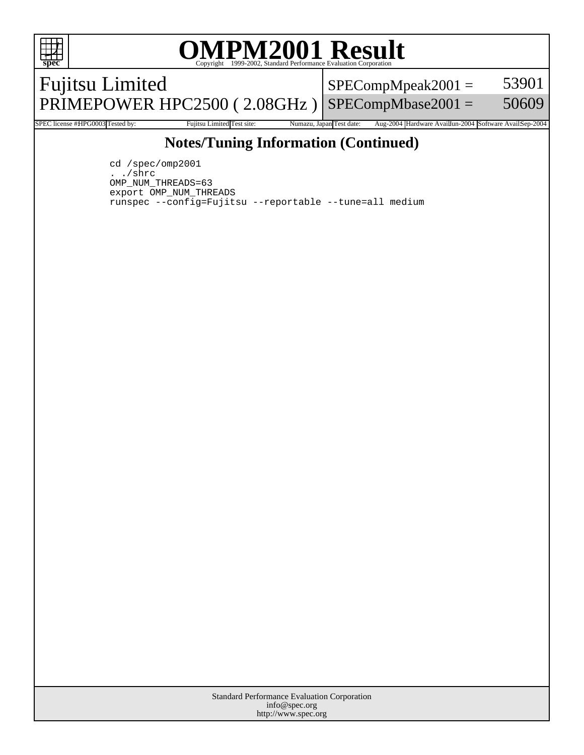# OMPM2001 Result

Copyright 1999-2002, Standard Performance Evaluation Corporation

Fujitsu Limited
PRIMEPOWER HPC2500 ( 2.08GHz )

SPECompMpeak2001 = 53901
SPECompMbase2001 = 50609

SPEC license #:HPG0003 Tested by: Fujitsu Limited Test site: Numazu, Japan Test date: Aug-2004 Hardware Avail: Jun-2004 Software Avail: Sep-2004

## Notes/Tuning Information (Continued)

```
cd /spec/omp2001
. ./shrc
OMP_NUM_THREADS=63
export OMP_NUM_THREADS
runspec --config=Fujitsu --reportable --tune=all medium
```

Standard Performance Evaluation Corporation
info@spec.org
http://www.spec.org